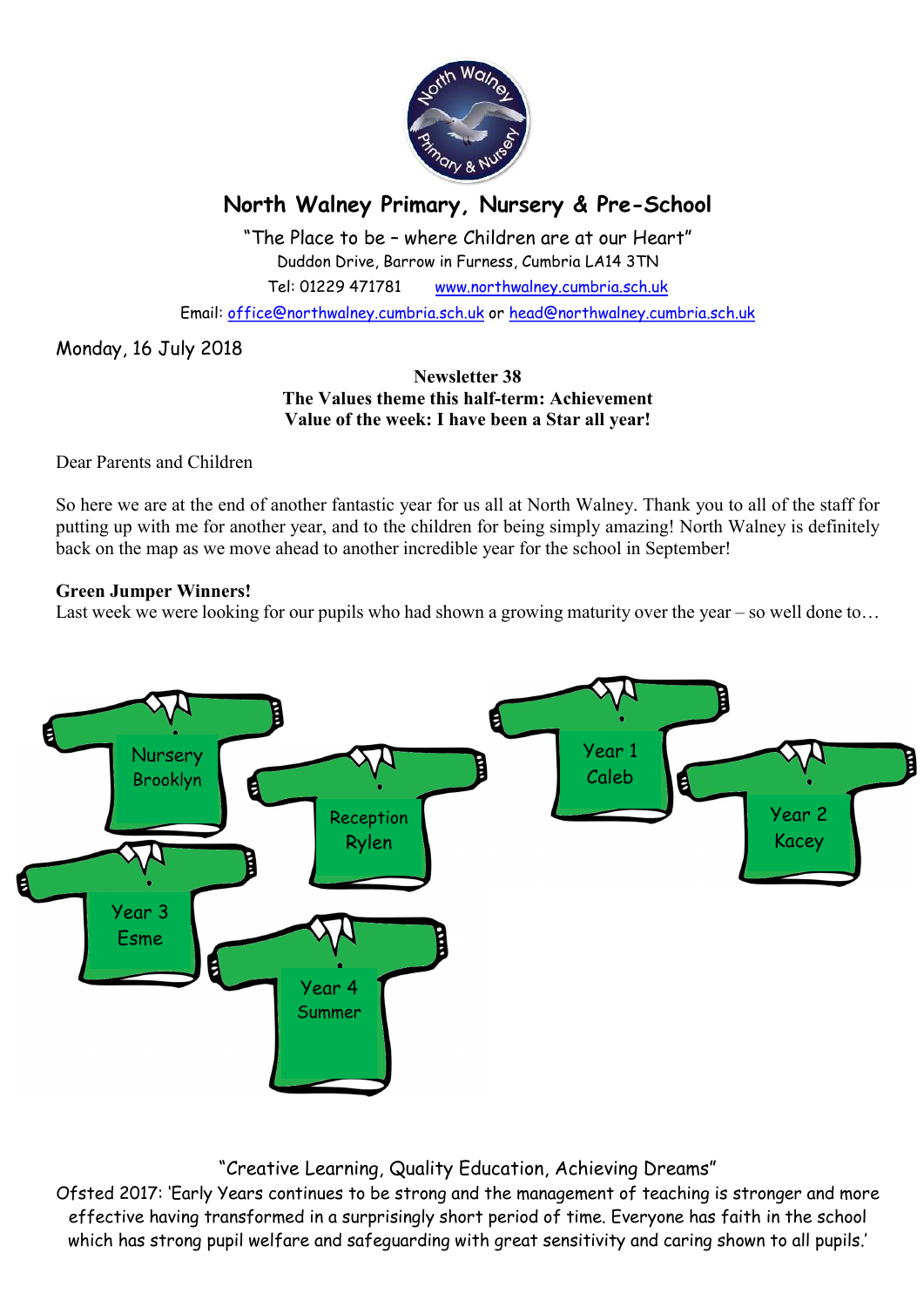# North Walney Primary, Nursery & Pre-School

"The Place to be – where Children are at our Heart"
Duddon Drive, Barrow in Furness, Cumbria LA14 3TN
Tel: 01229 471781 www.northwalney.cumbria.sch.uk
Email: office@northwalney.cumbria.sch.uk or head@northwalney.cumbria.sch.uk

Monday, 16 July 2018

**Newsletter 38**
**The Values theme this half-term: Achievement**
**Value of the week: I have been a Star all year!**

Dear Parents and Children

So here we are at the end of another fantastic year for us all at North Walney. Thank you to all of the staff for putting up with me for another year, and to the children for being simply amazing! North Walney is definitely back on the map as we move ahead to another incredible year for the school in September!

**Green Jumper Winners!**
Last week we were looking for our pupils who had shown a growing maturity over the year – so well done to…

- Nursery – Brooklyn
- Reception – Rylen
- Year 1 – Caleb
- Year 2 – Kacey
- Year 3 – Esme
- Year 4 – Summer

"Creative Learning, Quality Education, Achieving Dreams"
Ofsted 2017: 'Early Years continues to be strong and the management of teaching is stronger and more effective having transformed in a surprisingly short period of time. Everyone has faith in the school which has strong pupil welfare and safeguarding with great sensitivity and caring shown to all pupils.'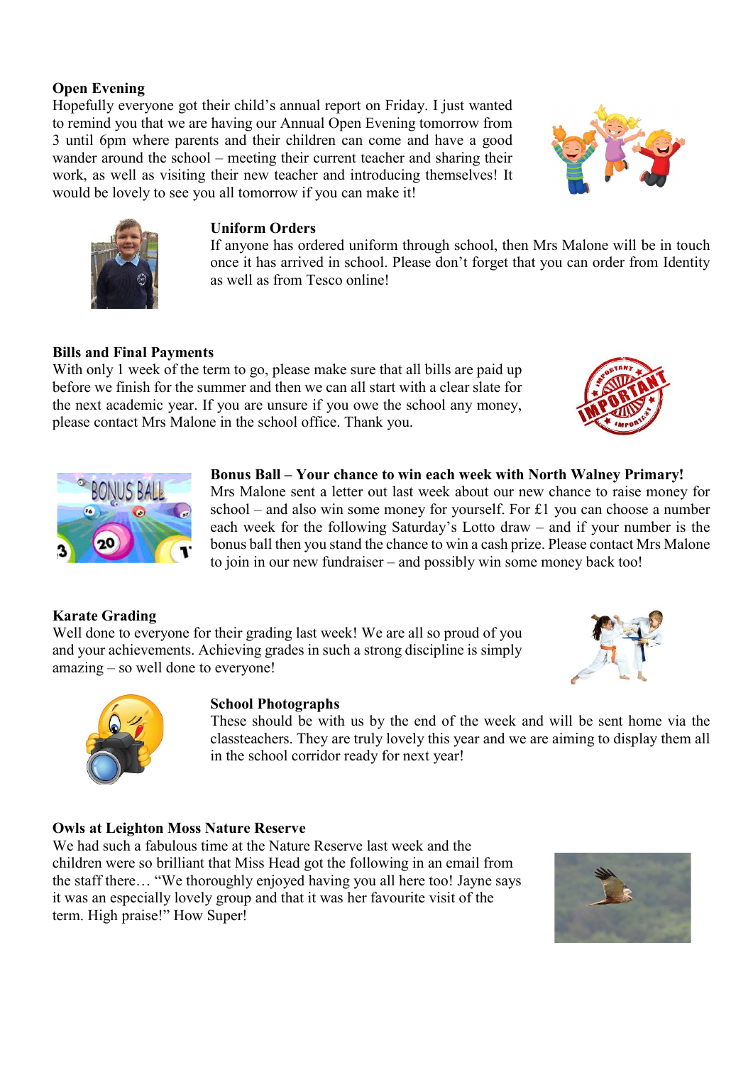**Open Evening**

Hopefully everyone got their child's annual report on Friday. I just wanted to remind you that we are having our Annual Open Evening tomorrow from 3 until 6pm where parents and their children can come and have a good wander around the school – meeting their current teacher and sharing their work, as well as visiting their new teacher and introducing themselves! It would be lovely to see you all tomorrow if you can make it!

**Uniform Orders**

If anyone has ordered uniform through school, then Mrs Malone will be in touch once it has arrived in school. Please don't forget that you can order from Identity as well as from Tesco online!

**Bills and Final Payments**

With only 1 week of the term to go, please make sure that all bills are paid up before we finish for the summer and then we can all start with a clear slate for the next academic year. If you are unsure if you owe the school any money, please contact Mrs Malone in the school office. Thank you.

**Bonus Ball – Your chance to win each week with North Walney Primary!**

Mrs Malone sent a letter out last week about our new chance to raise money for school – and also win some money for yourself. For £1 you can choose a number each week for the following Saturday's Lotto draw – and if your number is the bonus ball then you stand the chance to win a cash prize. Please contact Mrs Malone to join in our new fundraiser – and possibly win some money back too!

**Karate Grading**

Well done to everyone for their grading last week! We are all so proud of you and your achievements. Achieving grades in such a strong discipline is simply amazing – so well done to everyone!

**School Photographs**

These should be with us by the end of the week and will be sent home via the classteachers. They are truly lovely this year and we are aiming to display them all in the school corridor ready for next year!

**Owls at Leighton Moss Nature Reserve**

We had such a fabulous time at the Nature Reserve last week and the children were so brilliant that Miss Head got the following in an email from the staff there… "We thoroughly enjoyed having you all here too! Jayne says it was an especially lovely group and that it was her favourite visit of the term. High praise!" How Super!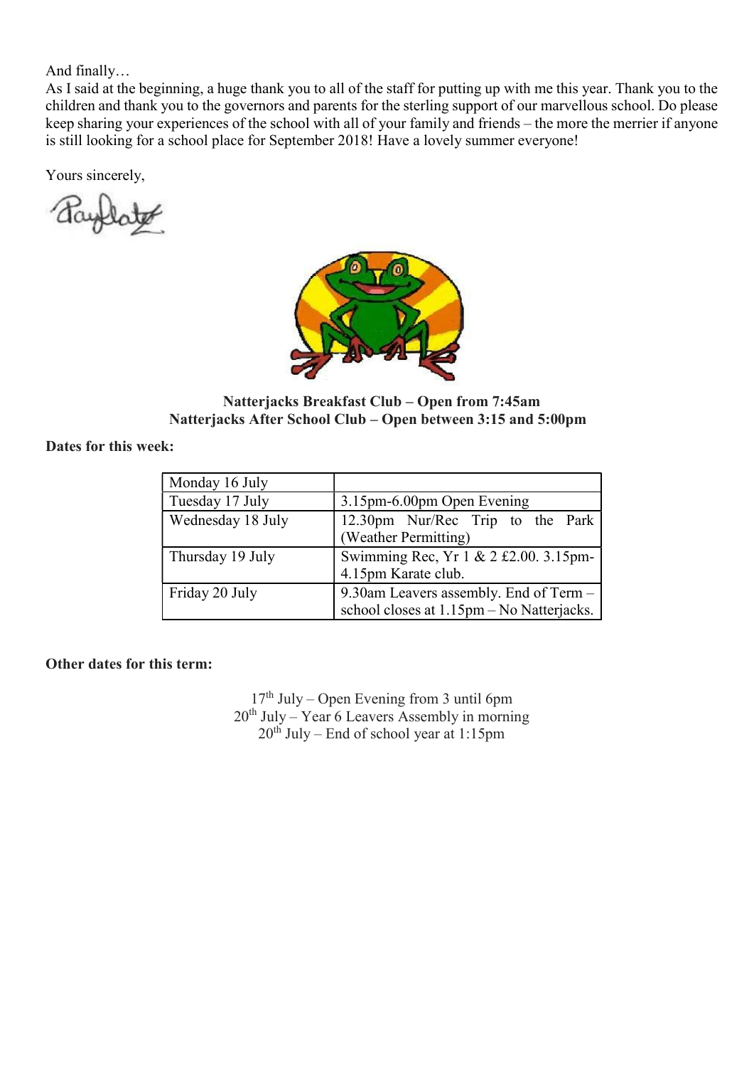And finally…

As I said at the beginning, a huge thank you to all of the staff for putting up with me this year. Thank you to the children and thank you to the governors and parents for the sterling support of our marvellous school. Do please keep sharing your experiences of the school with all of your family and friends – the more the merrier if anyone is still looking for a school place for September 2018! Have a lovely summer everyone!

Yours sincerely,

**Natterjacks Breakfast Club – Open from 7:45am**
**Natterjacks After School Club – Open between 3:15 and 5:00pm**

**Dates for this week:**

| | |
|---|---|
| Monday 16 July | |
| Tuesday 17 July | 3.15pm-6.00pm Open Evening |
| Wednesday 18 July | 12.30pm Nur/Rec Trip to the Park (Weather Permitting) |
| Thursday 19 July | Swimming Rec, Yr 1 & 2 £2.00. 3.15pm-4.15pm Karate club. |
| Friday 20 July | 9.30am Leavers assembly. End of Term – school closes at 1.15pm – No Natterjacks. |

**Other dates for this term:**

17th July – Open Evening from 3 until 6pm
20th July – Year 6 Leavers Assembly in morning
20th July – End of school year at 1:15pm